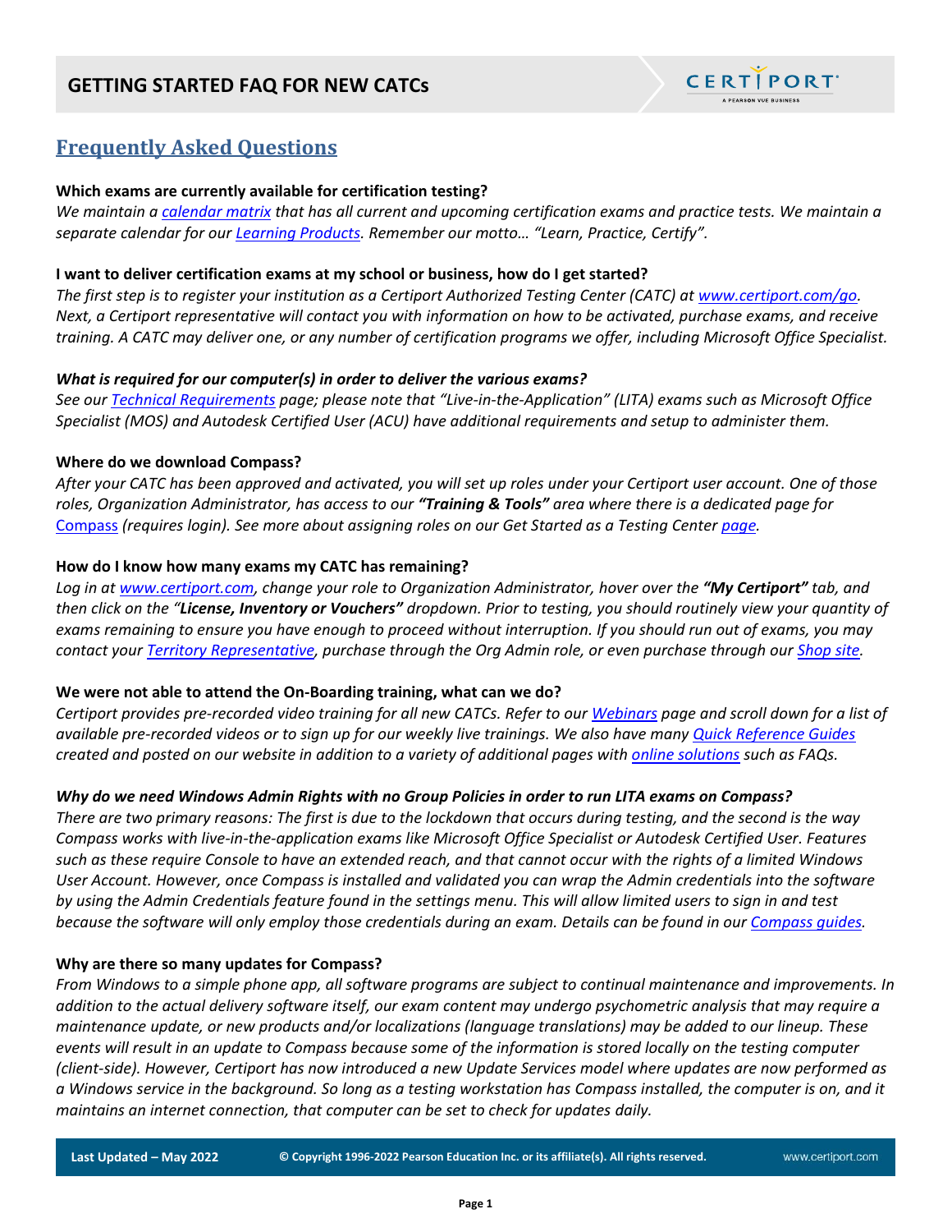# GETTING STARTED FAQ FOR NEW CATCs

## Frequently Asked Questions

**Which exams are currently available for certification testing?**

*We maintain a calendar matrix that has all current and upcoming certification exams and practice tests. We maintain a separate calendar for our Learning Products. Remember our motto… "Learn, Practice, Certify".*

**I want to deliver certification exams at my school or business, how do I get started?**

*The first step is to register your institution as a Certiport Authorized Testing Center (CATC) at www.certiport.com/go. Next, a Certiport representative will contact you with information on how to be activated, purchase exams, and receive training. A CATC may deliver one, or any number of certification programs we offer, including Microsoft Office Specialist.*

***What is required for our computer(s) in order to deliver the various exams?***

*See our Technical Requirements page; please note that "Live-in-the-Application" (LITA) exams such as Microsoft Office Specialist (MOS) and Autodesk Certified User (ACU) have additional requirements and setup to administer them.*

**Where do we download Compass?**

*After your CATC has been approved and activated, you will set up roles under your Certiport user account. One of those roles, Organization Administrator, has access to our **"Training & Tools"** area where there is a dedicated page for* Compass *(requires login). See more about assigning roles on our Get Started as a Testing Center page.*

**How do I know how many exams my CATC has remaining?**

*Log in at www.certiport.com, change your role to Organization Administrator, hover over the **"My Certiport"** tab, and then click on the "**License, Inventory or Vouchers"** dropdown. Prior to testing, you should routinely view your quantity of exams remaining to ensure you have enough to proceed without interruption. If you should run out of exams, you may contact your Territory Representative, purchase through the Org Admin role, or even purchase through our Shop site.*

**We were not able to attend the On-Boarding training, what can we do?**

*Certiport provides pre-recorded video training for all new CATCs. Refer to our Webinars page and scroll down for a list of available pre-recorded videos or to sign up for our weekly live trainings. We also have many Quick Reference Guides created and posted on our website in addition to a variety of additional pages with online solutions such as FAQs.*

***Why do we need Windows Admin Rights with no Group Policies in order to run LITA exams on Compass?***

*There are two primary reasons: The first is due to the lockdown that occurs during testing, and the second is the way Compass works with live-in-the-application exams like Microsoft Office Specialist or Autodesk Certified User. Features such as these require Console to have an extended reach, and that cannot occur with the rights of a limited Windows User Account. However, once Compass is installed and validated you can wrap the Admin credentials into the software by using the Admin Credentials feature found in the settings menu. This will allow limited users to sign in and test because the software will only employ those credentials during an exam. Details can be found in our Compass guides.*

**Why are there so many updates for Compass?**

*From Windows to a simple phone app, all software programs are subject to continual maintenance and improvements. In addition to the actual delivery software itself, our exam content may undergo psychometric analysis that may require a maintenance update, or new products and/or localizations (language translations) may be added to our lineup. These events will result in an update to Compass because some of the information is stored locally on the testing computer (client-side). However, Certiport has now introduced a new Update Services model where updates are now performed as a Windows service in the background. So long as a testing workstation has Compass installed, the computer is on, and it maintains an internet connection, that computer can be set to check for updates daily.*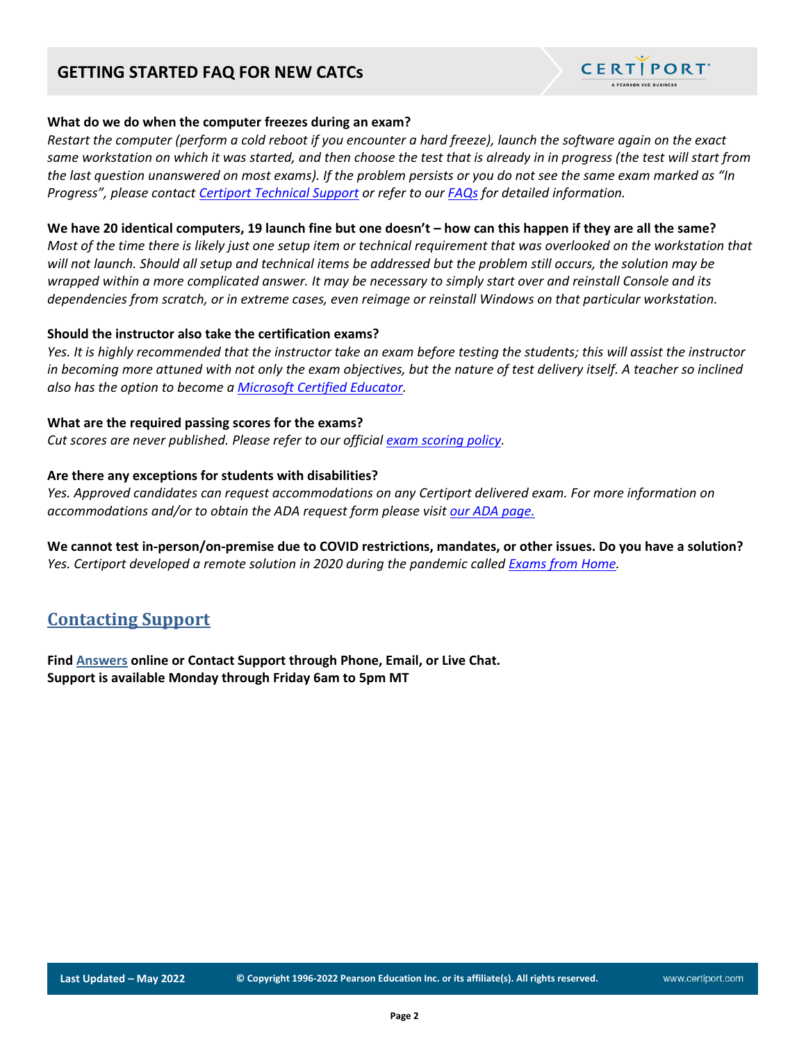**What do we do when the computer freezes during an exam?**

*Restart the computer (perform a cold reboot if you encounter a hard freeze), launch the software again on the exact same workstation on which it was started, and then choose the test that is already in in progress (the test will start from the last question unanswered on most exams). If the problem persists or you do not see the same exam marked as "In Progress", please contact [Certiport Technical Support]() or refer to our [FAQs]() for detailed information.*

**We have 20 identical computers, 19 launch fine but one doesn't – how can this happen if they are all the same?**

*Most of the time there is likely just one setup item or technical requirement that was overlooked on the workstation that will not launch. Should all setup and technical items be addressed but the problem still occurs, the solution may be wrapped within a more complicated answer. It may be necessary to simply start over and reinstall Console and its dependencies from scratch, or in extreme cases, even reimage or reinstall Windows on that particular workstation.*

**Should the instructor also take the certification exams?**

*Yes. It is highly recommended that the instructor take an exam before testing the students; this will assist the instructor in becoming more attuned with not only the exam objectives, but the nature of test delivery itself. A teacher so inclined also has the option to become a [Microsoft Certified Educator]().*

**What are the required passing scores for the exams?**

*Cut scores are never published. Please refer to our official [exam scoring policy]().*

**Are there any exceptions for students with disabilities?**

*Yes. Approved candidates can request accommodations on any Certiport delivered exam. For more information on accommodations and/or to obtain the ADA request form please visit [our ADA page.]()*

**We cannot test in-person/on-premise due to COVID restrictions, mandates, or other issues. Do you have a solution?**

*Yes. Certiport developed a remote solution in 2020 during the pandemic called [Exams from Home]().*

## Contacting Support

**Find [Answers]() online or Contact Support through Phone, Email, or Live Chat.**
**Support is available Monday through Friday 6am to 5pm MT**

**Last Updated – May 2022** **© Copyright 1996-2022 Pearson Education Inc. or its affiliate(s). All rights reserved.** www.certiport.com